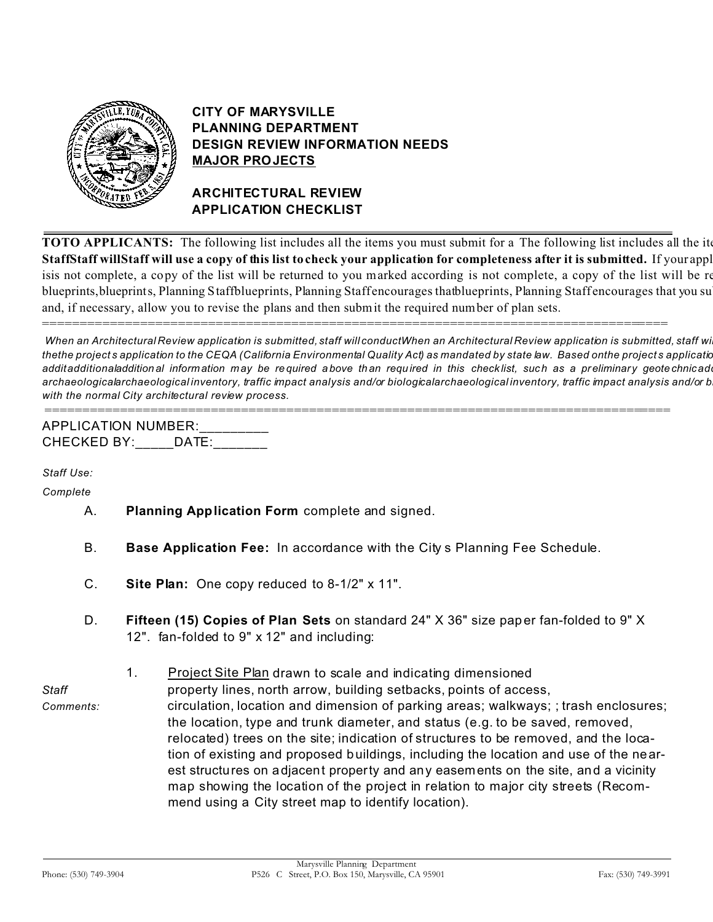# CITY OF MARYSVILLE
## PLANNING DEPARTMENT
## DESIGN REVIEW INFORMATION NEEDS
## MAJOR PROJECTS

## ARCHITECTURAL REVIEW APPLICATION CHECKLIST

---

**TOTO APPLICANTS:** The following list includes all the items you must submit for a The following list includes all the ite **StaffStaff willStaff will use a copy of this list to check your application for completeness after it is submitted.** If your appl isis not complete, a copy of the list will be returned to you marked according is not complete, a copy of the list will be re blueprints,blueprints, Planning Staffblueprints, Planning Staffencourages thatblueprints, Planning Staffencourages that you su and, if necessary, allow you to revise the plans and then submit the required number of plan sets.

==========================================================================================

*When an Architectural Review application is submitted, staff will conductWhen an Architectural Review application is submitted, staff wi thethe projects application to the CEQA (California Environmental Quality Act) as mandated by state law. Based onthe projects applicatio additadditionaladditional information may be required above than required in this checklist, such as a preliminary geotechnicadc archaeologicalarchaeological inventory, traffic impact analysis and/or biologicalarchaeological inventory, traffic impact analysis and/or b with the normal City architectural review process.*

==========================================================================================

APPLICATION NUMBER:_________
CHECKED BY:_____DATE:_______

*Staff Use:*

*Complete*

A. **Planning Application Form** complete and signed.

B. **Base Application Fee:** In accordance with the City s Planning Fee Schedule.

C. **Site Plan:** One copy reduced to 8-1/2" x 11".

D. **Fifteen (15) Copies of Plan Sets** on standard 24" X 36" size paper fan-folded to 9" X 12". fan-folded to 9" x 12" and including:

*Staff Comments:*

1. Project Site Plan drawn to scale and indicating dimensioned property lines, north arrow, building setbacks, points of access, circulation, location and dimension of parking areas; walkways; ; trash enclosures; the location, type and trunk diameter, and status (e.g. to be saved, removed, relocated) trees on the site; indication of structures to be removed, and the location of existing and proposed buildings, including the location and use of the nearest structures on adjacent property and any easements on the site, and a vicinity map showing the location of the project in relation to major city streets (Recommend using a City street map to identify location).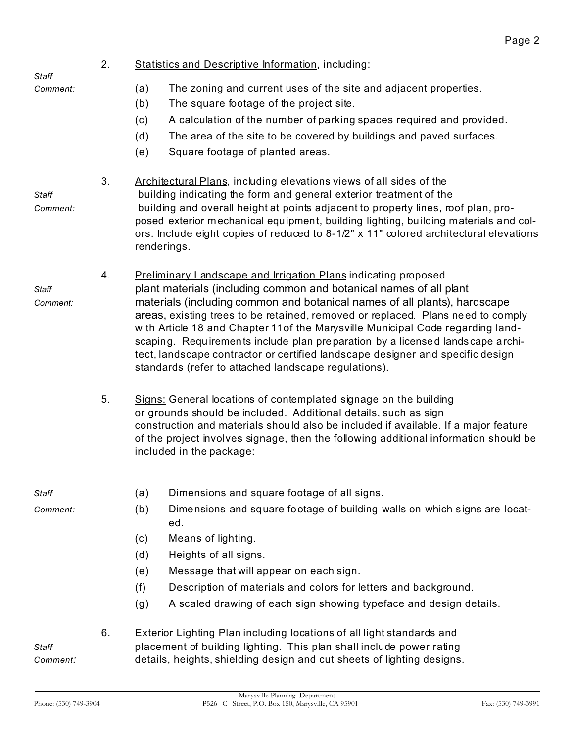2. Statistics and Descriptive Information, including:

*Staff Comment:*

   (a) The zoning and current uses of the site and adjacent properties.

   (b) The square footage of the project site.

   (c) A calculation of the number of parking spaces required and provided.

   (d) The area of the site to be covered by buildings and paved surfaces.

   (e) Square footage of planted areas.

3. Architectural Plans, including elevations views of all sides of the building indicating the form and general exterior treatment of the building and overall height at points adjacent to property lines, roof plan, proposed exterior mechanical equipment, building lighting, building materials and colors. Include eight copies of reduced to 8-1/2" x 11" colored architectural elevations renderings.

*Staff Comment:*

4. Preliminary Landscape and Irrigation Plans indicating proposed plant materials (including common and botanical names of all plant materials (including common and botanical names of all plants), hardscape areas, existing trees to be retained, removed or replaced. Plans need to comply with Article 18 and Chapter 11of the Marysville Municipal Code regarding landscaping. Requirements include plan preparation by a licensed landscape architect, landscape contractor or certified landscape designer and specific design standards (refer to attached landscape regulations).

*Staff Comment:*

5. Signs: General locations of contemplated signage on the building or grounds should be included. Additional details, such as sign construction and materials should also be included if available. If a major feature of the project involves signage, then the following additional information should be included in the package:

*Staff Comment:*

   (a) Dimensions and square footage of all signs.

   (b) Dimensions and square footage of building walls on which signs are located.

   (c) Means of lighting.

   (d) Heights of all signs.

   (e) Message that will appear on each sign.

   (f) Description of materials and colors for letters and background.

   (g) A scaled drawing of each sign showing typeface and design details.

6. Exterior Lighting Plan including locations of all light standards and placement of building lighting. This plan shall include power rating details, heights, shielding design and cut sheets of lighting designs.

*Staff Comment:*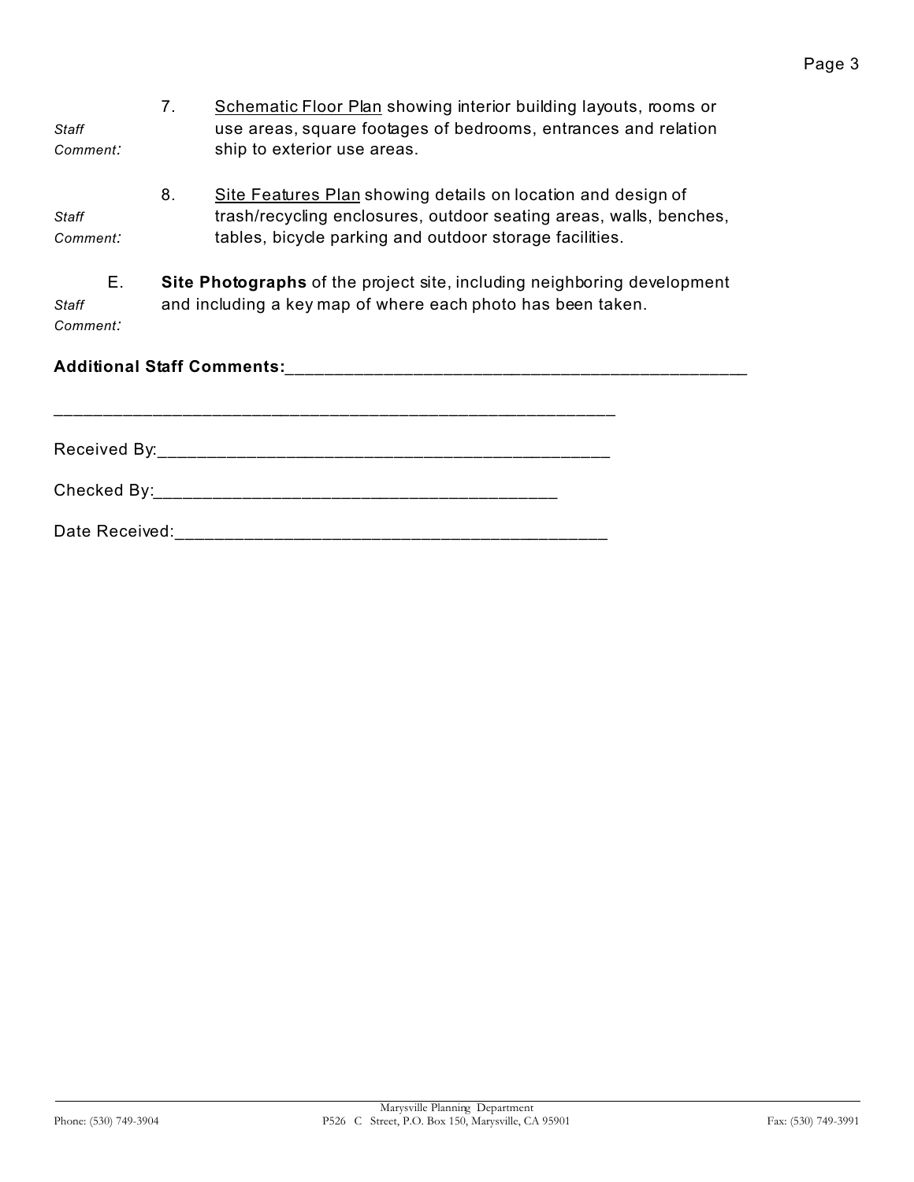*Staff Comment:*

7. Schematic Floor Plan showing interior building layouts, rooms or use areas, square footages of bedrooms, entrances and relation ship to exterior use areas.

*Staff Comment:*

8. Site Features Plan showing details on location and design of trash/recycling enclosures, outdoor seating areas, walls, benches, tables, bicycle parking and outdoor storage facilities.

*Staff Comment:*

E. **Site Photographs** of the project site, including neighboring development and including a key map of where each photo has been taken.

**Additional Staff Comments:**___________________________________________________

_____________________________________________________________

Received By:__________________________________________________

Checked By:____________________________________________

Date Received:_______________________________________________

Marysville Planning Department
Phone: (530) 749-3904 P526 C Street, P.O. Box 150, Marysville, CA 95901 Fax: (530) 749-3991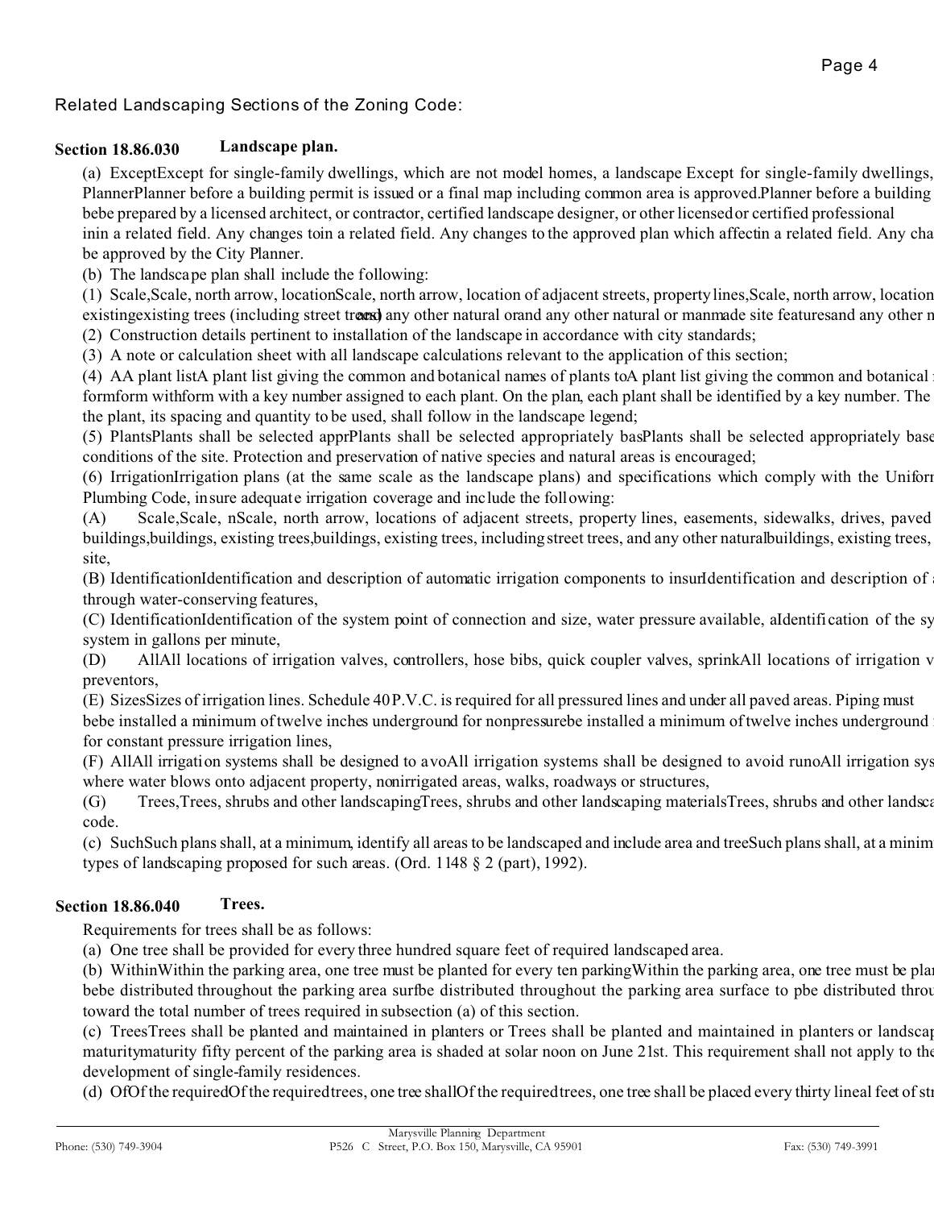Related Landscaping Sections of the Zoning Code:

**Section 18.86.030 Landscape plan.**

(a) ExceptExcept for single-family dwellings, which are not model homes, a landscape Except for single-family dwellings, PlannerPlanner before a building permit is issued or a final map including common area is approved.Planner before a building bebe prepared by a licensed architect, or contractor, certified landscape designer, or other licensed or certified professional inin a related field. Any changes toin a related field. Any changes to the approved plan which affectin a related field. Any cha be approved by the City Planner.

(b) The landscape plan shall include the following:

(1) Scale,Scale, north arrow, locationScale, north arrow, location of adjacent streets, property lines,Scale, north arrow, location existingexisting trees (including street trees) and any other natural orand any other natural or manmade site featuresand any other n

(2) Construction details pertinent to installation of the landscape in accordance with city standards;

(3) A note or calculation sheet with all landscape calculations relevant to the application of this section;

(4) AA plant listA plant list giving the common and botanical names of plants toA plant list giving the common and botanical formform withform with a key number assigned to each plant. On the plan, each plant shall be identified by a key number. The the plant, its spacing and quantity to be used, shall follow in the landscape legend;

(5) PlantsPlants shall be selected apprPlants shall be selected appropriately basPlants shall be selected appropriately base conditions of the site. Protection and preservation of native species and natural areas is encouraged;

(6) IrrigationIrrigation plans (at the same scale as the landscape plans) and specifications which comply with the Uniforr Plumbing Code, insure adequate irrigation coverage and include the following:

(A) Scale,Scale, nScale, north arrow, locations of adjacent streets, property lines, easements, sidewalks, drives, paved buildings,buildings, existing trees,buildings, existing trees, including street trees, and any other naturalbuildings, existing trees, site,

(B) IdentificationIdentification and description of automatic irrigation components to insurIdentification and description of through water-conserving features,

(C) IdentificationIdentification of the system point of connection and size, water pressure available, aIdentification of the sy system in gallons per minute,

(D) AllAll locations of irrigation valves, controllers, hose bibs, quick coupler valves, sprinkAll locations of irrigation v preventors,

(E) SizesSizes of irrigation lines. Schedule 40 P.V.C. is required for all pressured lines and under all paved areas. Piping must bebe installed a minimum of twelve inches underground for nonpressurebe installed a minimum of twelve inches underground for constant pressure irrigation lines,

(F) AllAll irrigation systems shall be designed to avoAll irrigation systems shall be designed to avoid runoAll irrigation sys where water blows onto adjacent property, nonirrigated areas, walks, roadways or structures,

(G) Trees,Trees, shrubs and other landscapingTrees, shrubs and other landscaping materialsTrees, shrubs and other landsca code.

(c) SuchSuch plans shall, at a minimum, identify all areas to be landscaped and include area and treeSuch plans shall, at a minim types of landscaping proposed for such areas. (Ord. 1148 § 2 (part), 1992).

**Section 18.86.040 Trees.**

Requirements for trees shall be as follows:

(a) One tree shall be provided for every three hundred square feet of required landscaped area.

(b) WithinWithin the parking area, one tree must be planted for every ten parkingWithin the parking area, one tree must be pla bebe distributed throughout the parking area surfbe distributed throughout the parking area surface to pbe distributed throu toward the total number of trees required in subsection (a) of this section.

(c) TreesTrees shall be planted and maintained in planters or Trees shall be planted and maintained in planters or landsca maturitymaturity fifty percent of the parking area is shaded at solar noon on June 21st. This requirement shall not apply to the development of single-family residences.

(d) OfOf the requiredOf the required trees, one tree shallOf the required trees, one tree shall be placed every thirty lineal feet of st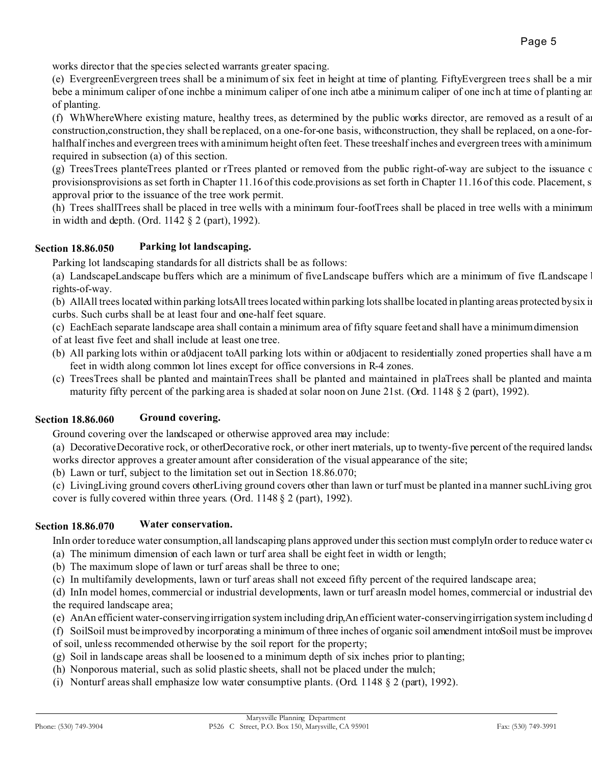works director that the species selected warrants greater spacing.

(e) EvergreenEvergreen trees shall be a minimum of six feet in height at time of planting. FiftyEvergreen trees shall be a min bebe a minimum caliper of one inchbe a minimum caliper of one inch atbe a minimum caliper of one inch at time of planting an of planting.

(f) WhWhereWhere existing mature, healthy trees, as determined by the public works director, are removed as a result of an construction,construction, they shall be replaced, on a one-for-one basis, withconstruction, they shall be replaced, on a one-for- halfhalf inches and evergreen trees with a minimum height often feet. These treeshalf inches and evergreen trees with a minimum required in subsection (a) of this section.

(g) TreesTrees planteTrees planted or rTrees planted or removed from the public right-of-way are subject to the issuance o provisionsprovisions as set forth in Chapter 11.16 of this code.provisions as set forth in Chapter 11.16 of this code. Placement, s approval prior to the issuance of the tree work permit.

(h) Trees shallTrees shall be placed in tree wells with a minimum four-footTrees shall be placed in tree wells with a minimum in width and depth. (Ord. 1142 § 2 (part), 1992).

## Section 18.86.050 Parking lot landscaping.

Parking lot landscaping standards for all districts shall be as follows:

(a) LandscapeLandscape buffers which are a minimum of fiveLandscape buffers which are a minimum of five fLandscape b rights-of-way.

(b) AllAll trees located within parking lotsAll trees located within parking lots shallbe located in planting areas protected by six in curbs. Such curbs shall be at least four and one-half feet square.

(c) EachEach separate landscape area shall contain a minimum area of fifty square feet and shall have a minimum dimension of at least five feet and shall include at least one tree.

(b) All parking lots within or a0djacent toAll parking lots within or a0djacent to residentially zoned properties shall have a m feet in width along common lot lines except for office conversions in R-4 zones.

(c) TreesTrees shall be planted and maintainTrees shall be planted and maintained in plaTrees shall be planted and mainta maturity fifty percent of the parking area is shaded at solar noon on June 21st. (Ord. 1148 § 2 (part), 1992).

## Section 18.86.060 Ground covering.

Ground covering over the landscaped or otherwise approved area may include:

(a) DecorativeDecorative rock, or otherDecorative rock, or other inert materials, up to twenty-five percent of the required landsc works director approves a greater amount after consideration of the visual appearance of the site;

(b) Lawn or turf, subject to the limitation set out in Section 18.86.070;

(c) LivingLiving ground covers otherLiving ground covers other than lawn or turf must be planted in a manner suchLiving grou cover is fully covered within three years. (Ord. 1148 § 2 (part), 1992).

## Section 18.86.070 Water conservation.

InIn order to reduce water consumption, all landscaping plans approved under this section must complyIn order to reduce water co

(a) The minimum dimension of each lawn or turf area shall be eight feet in width or length;

(b) The maximum slope of lawn or turf areas shall be three to one;

(c) In multifamily developments, lawn or turf areas shall not exceed fifty percent of the required landscape area;

(d) InIn model homes, commercial or industrial developments, lawn or turf areasIn model homes, commercial or industrial dev the required landscape area;

(e) AnAn efficient water-conserving irrigation system including drip,An efficient water-conserving irrigation system including d

(f) SoilSoil must be improved by incorporating a minimum of three inches of organic soil amendment intoSoil must be improved of soil, unless recommended otherwise by the soil report for the property;

(g) Soil in landscape areas shall be loosened to a minimum depth of six inches prior to planting;

(h) Nonporous material, such as solid plastic sheets, shall not be placed under the mulch;

(i) Nonturf areas shall emphasize low water consumptive plants. (Ord. 1148 § 2 (part), 1992).